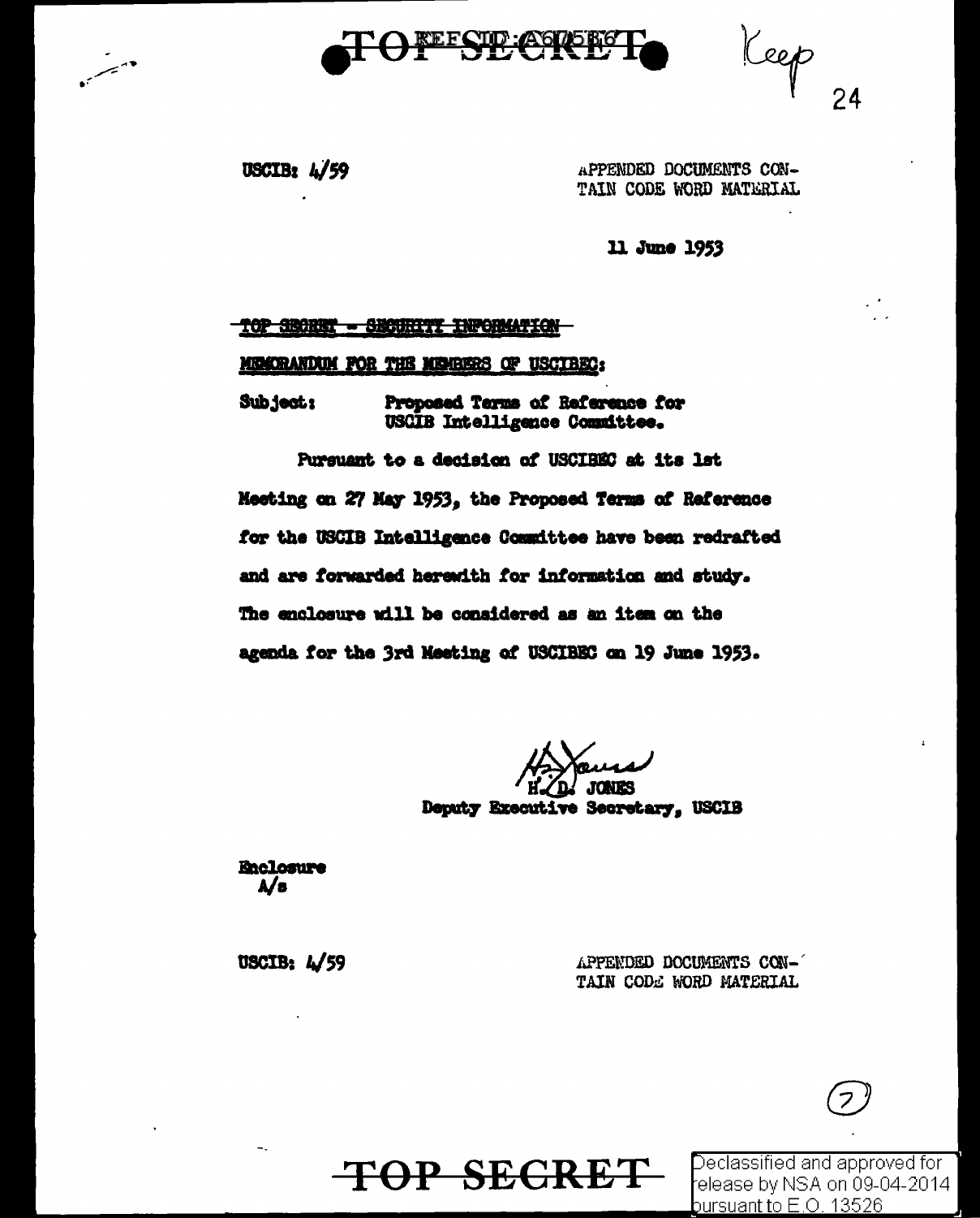TOP SECRET

Keep

USCIB: 4/59

APPENDED DOCUMENTS CONTAIN CODE WORD MATERIAL

11 June 1953

~~TOP SECRET - SECURITY INFORMATION~~

MEMORANDUM FOR THE MEMBERS OF USCIBEC:

Subject: Proposed Terms of Reference for USCIB Intelligence Committee.

Pursuant to a decision of USCIBEC at its 1st Meeting on 27 May 1953, the Proposed Terms of Reference for the USCIB Intelligence Committee have been redrafted and are forwarded herewith for information and study. The enclosure will be considered as an item on the agenda for the 3rd Meeting of USCIBEC on 19 June 1953.

H. D. JONES
Deputy Executive Secretary, USCIB

Enclosure
A/s

USCIB: 4/59

APPENDED DOCUMENTS CONTAIN CODE WORD MATERIAL

TOP SECRET

Declassified and approved for release by NSA on 09-04-2014 pursuant to E.O. 13526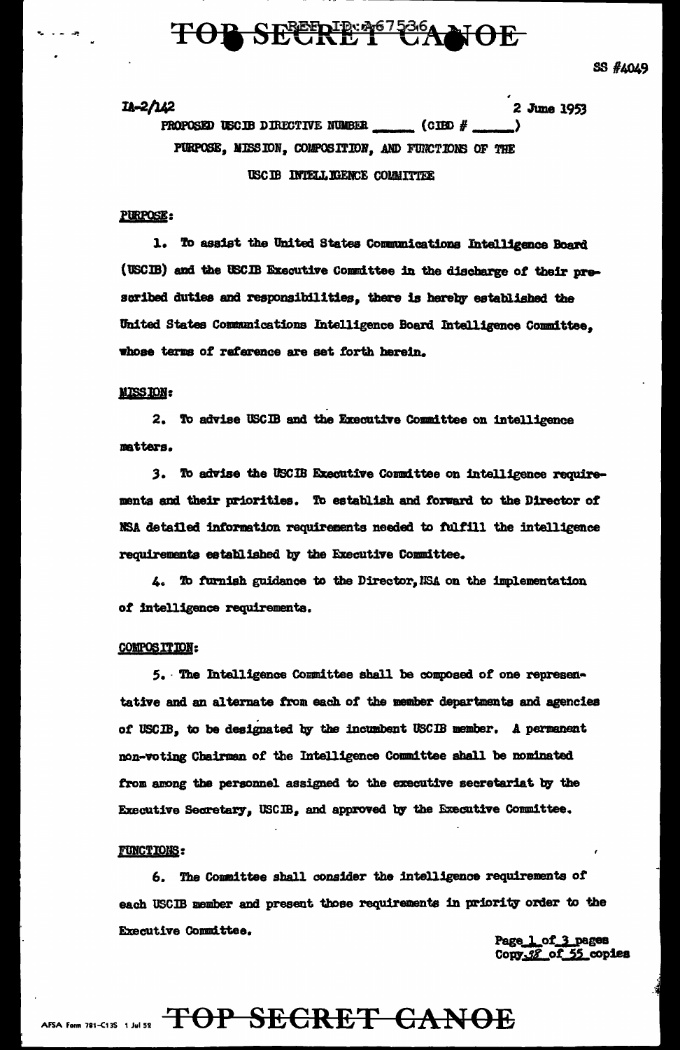TOP SECRET CANOE

SS #4049

IA-2/142

2 June 1953

PROPOSED USCIB DIRECTIVE NUMBER _____ (CIBD # _____)

PURPOSE, MISSION, COMPOSITION, AND FUNCTIONS OF THE

USCIB INTELLIGENCE COMMITTEE

PURPOSE:

1. To assist the United States Communications Intelligence Board (USCIB) and the USCIB Executive Committee in the discharge of their prescribed duties and responsibilities, there is hereby established the United States Communications Intelligence Board Intelligence Committee, whose terms of reference are set forth herein.

MISSION:

2. To advise USCIB and the Executive Committee on intelligence matters.

3. To advise the USCIB Executive Committee on intelligence requirements and their priorities. To establish and forward to the Director of NSA detailed information requirements needed to fulfill the intelligence requirements established by the Executive Committee.

4. To furnish guidance to the Director, NSA on the implementation of intelligence requirements.

COMPOSITION:

5. The Intelligence Committee shall be composed of one representative and an alternate from each of the member departments and agencies of USCIB, to be designated by the incumbent USCIB member. A permanent non-voting Chairman of the Intelligence Committee shall be nominated from among the personnel assigned to the executive secretariat by the Executive Secretary, USCIB, and approved by the Executive Committee.

FUNCTIONS:

6. The Committee shall consider the intelligence requirements of each USCIB member and present those requirements in priority order to the Executive Committee.

Page 1 of 3 pages
Copy 38 of 55 copies

TOP SECRET CANOE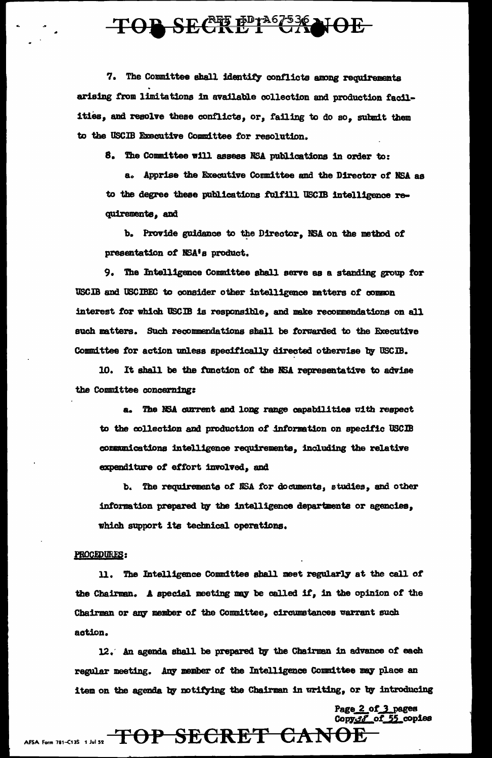7. The Committee shall identify conflicts among requirements arising from limitations in available collection and production facilities, and resolve these conflicts, or, failing to do so, submit them to the USCIB Executive Committee for resolution.

8. The Committee will assess NSA publications in order to:

a. Apprise the Executive Committee and the Director of NSA as to the degree these publications fulfill USCIB intelligence requirements, and

b. Provide guidance to the Director, NSA on the method of presentation of NSA's product.

9. The Intelligence Committee shall serve as a standing group for USCIB and USCIBEC to consider other intelligence matters of common interest for which USCIB is responsible, and make recommendations on all such matters. Such recommendations shall be forwarded to the Executive Committee for action unless specifically directed otherwise by USCIB.

10. It shall be the function of the NSA representative to advise the Committee concerning:

a. The NSA current and long range capabilities with respect to the collection and production of information on specific USCIB communications intelligence requirements, including the relative expenditure of effort involved, and

b. The requirements of NSA for documents, studies, and other information prepared by the intelligence departments or agencies, which support its technical operations.

PROCEDURES:

11. The Intelligence Committee shall meet regularly at the call of the Chairman. A special meeting may be called if, in the opinion of the Chairman or any member of the Committee, circumstances warrant such action.

12. An agenda shall be prepared by the Chairman in advance of each regular meeting. Any member of the Intelligence Committee may place an item on the agenda by notifying the Chairman in writing, or by introducing

Copy 18 of 55 copies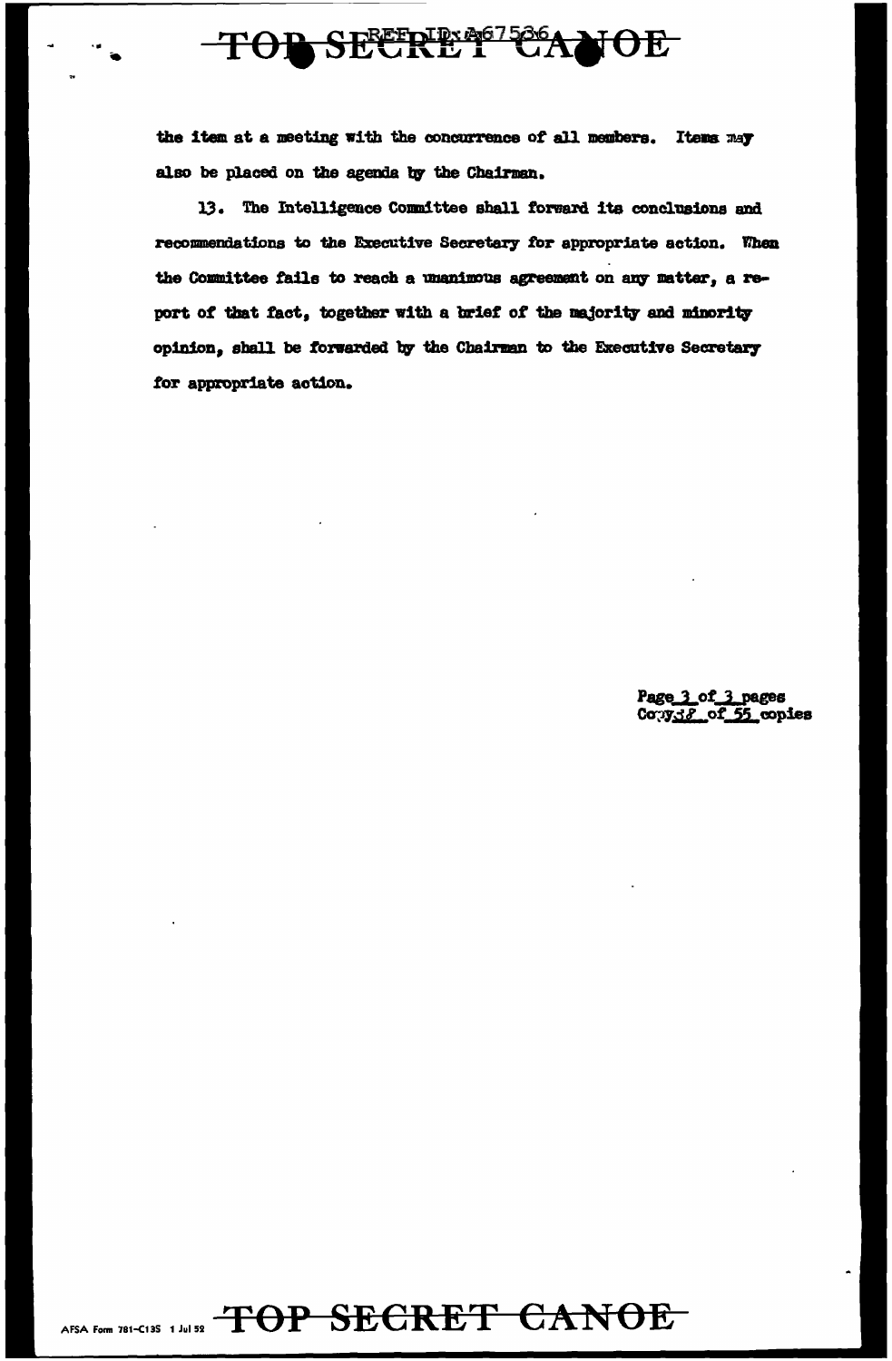the item at a meeting with the concurrence of all members. Items may also be placed on the agenda by the Chairman.

13. The Intelligence Committee shall forward its conclusions and recommendations to the Executive Secretary for appropriate action. When the Committee fails to reach a unanimous agreement on any matter, a report of that fact, together with a brief of the majority and minority opinion, shall be forwarded by the Chairman to the Executive Secretary for appropriate action.

Page 3 of 3 pages
Copy 38 of 55 copies